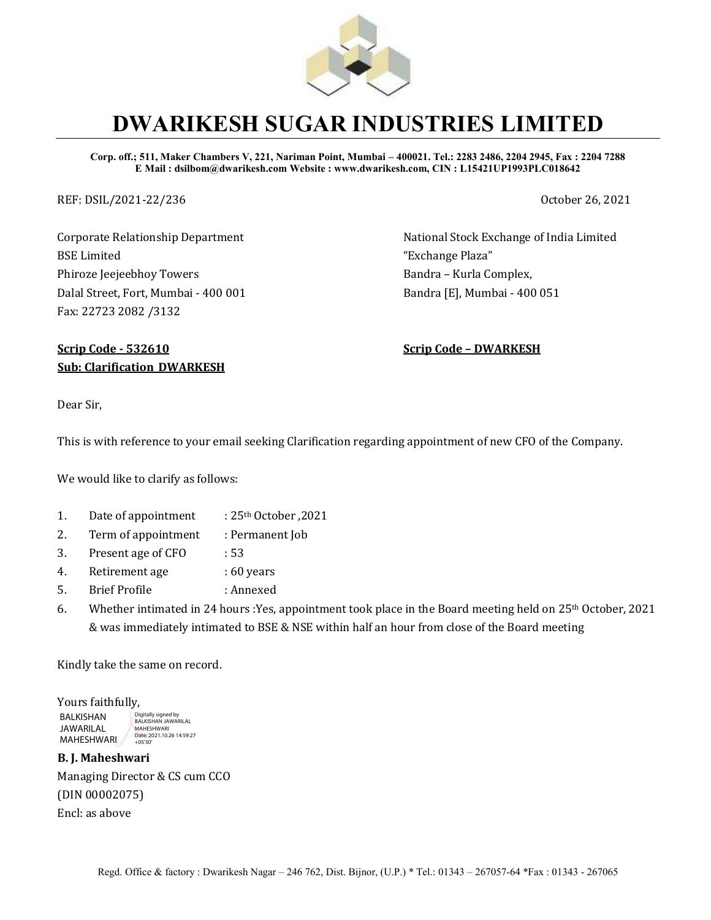# DWARIKESH SUGAR INDUSTRIES LIMITED

**Corp. off.; 511, Maker Chambers V, 221, Nariman Point, Mumbai – 400021. Tel.: 2283 2486, 2204 2945, Fax : 2204 7288**
**E Mail : dsilbom@dwarikesh.com Website : www.dwarikesh.com, CIN : L15421UP1993PLC018642**

REF: DSIL/2021-22/236

October 26, 2021

Corporate Relationship Department
BSE Limited
Phiroze Jeejeebhoy Towers
Dalal Street, Fort, Mumbai - 400 001
Fax: 22723 2082 /3132

National Stock Exchange of India Limited
"Exchange Plaza"
Bandra – Kurla Complex,
Bandra [E], Mumbai - 400 051

**Scrip Code - 532610**

**Scrip Code – DWARKESH**

**Sub: Clarification DWARKESH**

Dear Sir,

This is with reference to your email seeking Clarification regarding appointment of new CFO of the Company.

We would like to clarify as follows:

1. Date of appointment : 25th October ,2021
2. Term of appointment : Permanent Job
3. Present age of CFO : 53
4. Retirement age : 60 years
5. Brief Profile : Annexed
6. Whether intimated in 24 hours :Yes, appointment took place in the Board meeting held on 25th October, 2021 & was immediately intimated to BSE & NSE within half an hour from close of the Board meeting

Kindly take the same on record.

Yours faithfully,

BALKISHAN JAWARILAL MAHESHWARI
Digitally signed by BALKISHAN JAWARILAL MAHESHWARI
Date: 2021.10.26 14:59:27 +05'30'

**B. J. Maheshwari**
Managing Director & CS cum CCO
(DIN 00002075)
Encl: as above

Regd. Office & factory : Dwarikesh Nagar – 246 762, Dist. Bijnor, (U.P.) * Tel.: 01343 – 267057-64 *Fax : 01343 - 267065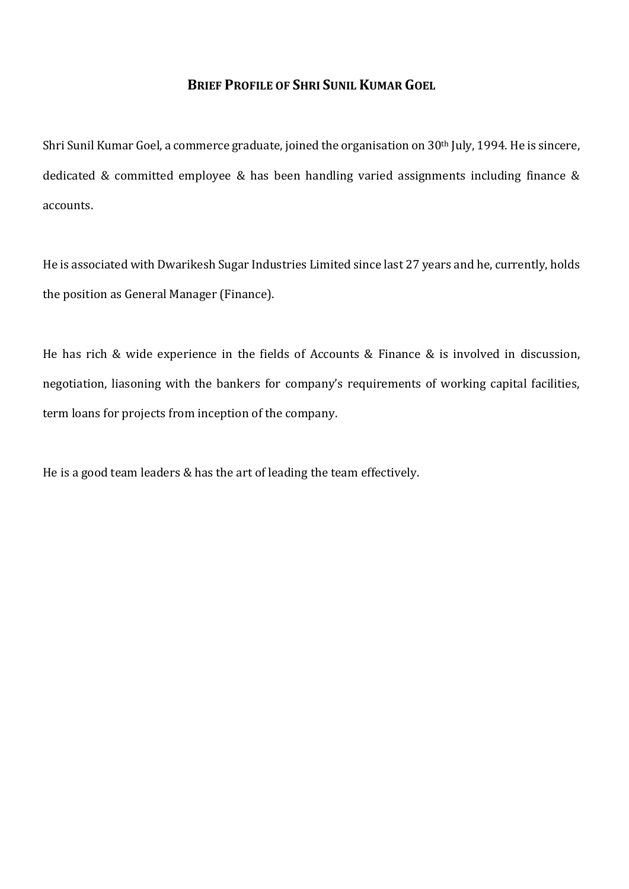## **BRIEF PROFILE OF SHRI SUNIL KUMAR GOEL**

Shri Sunil Kumar Goel, a commerce graduate, joined the organisation on 30th July, 1994. He is sincere, dedicated & committed employee & has been handling varied assignments including finance & accounts.

He is associated with Dwarikesh Sugar Industries Limited since last 27 years and he, currently, holds the position as General Manager (Finance).

He has rich & wide experience in the fields of Accounts & Finance & is involved in discussion, negotiation, liasoning with the bankers for company's requirements of working capital facilities, term loans for projects from inception of the company.

He is a good team leaders & has the art of leading the team effectively.